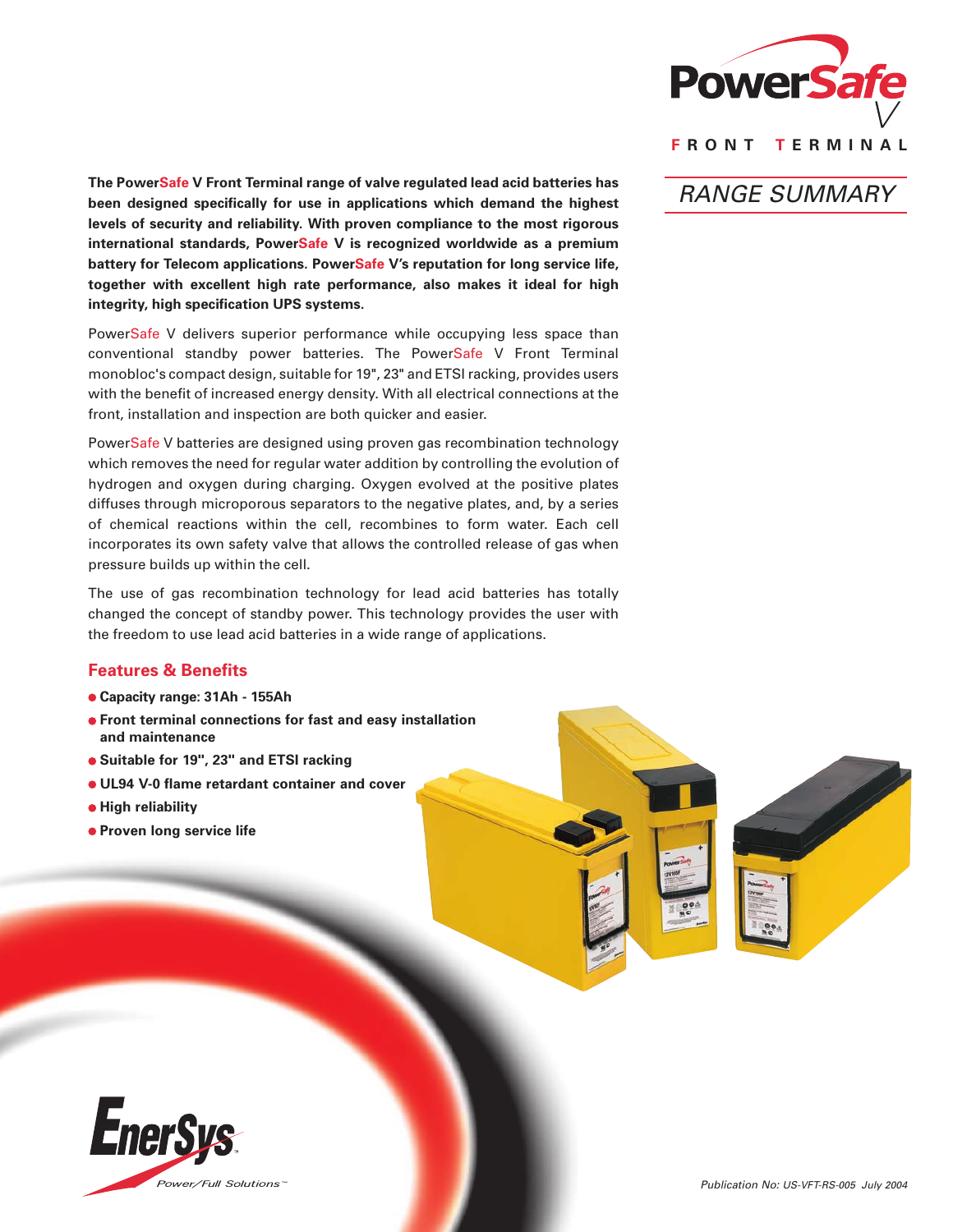# PowerSafe V

**FRONT TERMINAL**

## RANGE SUMMARY

**The PowerSafe V Front Terminal range of valve regulated lead acid batteries has been designed specifically for use in applications which demand the highest levels of security and reliability. With proven compliance to the most rigorous international standards, PowerSafe V is recognized worldwide as a premium battery for Telecom applications. PowerSafe V's reputation for long service life, together with excellent high rate performance, also makes it ideal for high integrity, high specification UPS systems.**

PowerSafe V delivers superior performance while occupying less space than conventional standby power batteries. The PowerSafe V Front Terminal monobloc's compact design, suitable for 19", 23" and ETSI racking, provides users with the benefit of increased energy density. With all electrical connections at the front, installation and inspection are both quicker and easier.

PowerSafe V batteries are designed using proven gas recombination technology which removes the need for regular water addition by controlling the evolution of hydrogen and oxygen during charging. Oxygen evolved at the positive plates diffuses through microporous separators to the negative plates, and, by a series of chemical reactions within the cell, recombines to form water. Each cell incorporates its own safety valve that allows the controlled release of gas when pressure builds up within the cell.

The use of gas recombination technology for lead acid batteries has totally changed the concept of standby power. This technology provides the user with the freedom to use lead acid batteries in a wide range of applications.

## Features & Benefits

- **Capacity range: 31Ah - 155Ah**
- **Front terminal connections for fast and easy installation and maintenance**
- **Suitable for 19", 23" and ETSI racking**
- **UL94 V-0 flame retardant container and cover**
- **High reliability**
- **Proven long service life**

EnerSys

*Power/Full Solutions™*

*Publication No: US-VFT-RS-005 July 2004*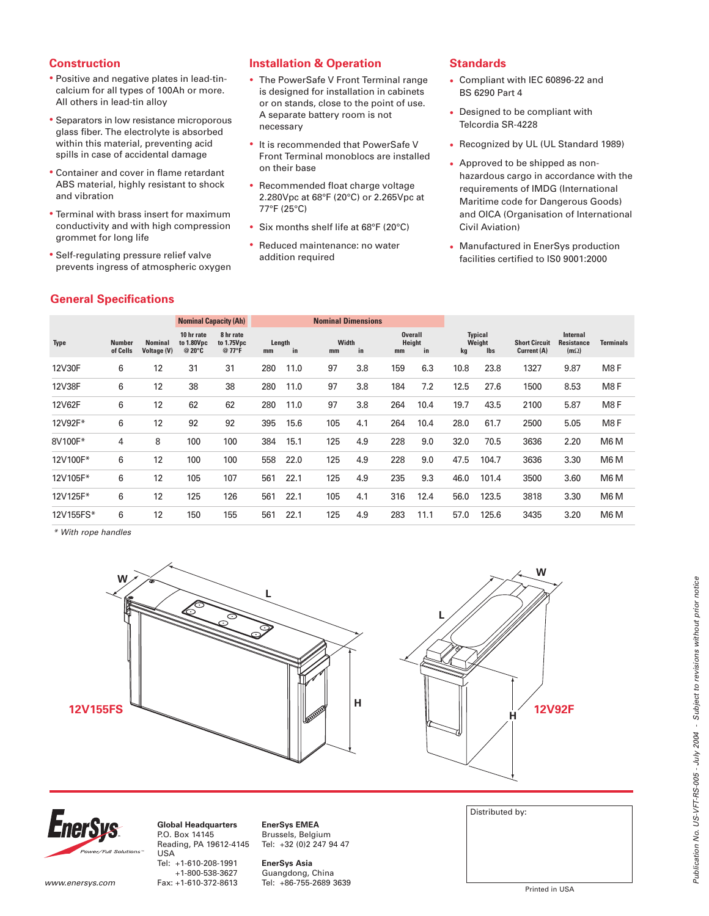## Construction

- Positive and negative plates in lead-tin-calcium for all types of 100Ah or more. All others in lead-tin alloy
- Separators in low resistance microporous glass fiber. The electrolyte is absorbed within this material, preventing acid spills in case of accidental damage
- Container and cover in flame retardant ABS material, highly resistant to shock and vibration
- Terminal with brass insert for maximum conductivity and with high compression grommet for long life
- Self-regulating pressure relief valve prevents ingress of atmospheric oxygen

## Installation & Operation

- The PowerSafe V Front Terminal range is designed for installation in cabinets or on stands, close to the point of use. A separate battery room is not necessary
- It is recommended that PowerSafe V Front Terminal monoblocs are installed on their base
- Recommended float charge voltage 2.280Vpc at 68°F (20°C) or 2.265Vpc at 77°F (25°C)
- Six months shelf life at 68°F (20°C)
- Reduced maintenance: no water addition required

## Standards

- Compliant with IEC 60896-22 and BS 6290 Part 4
- Designed to be compliant with Telcordia SR-4228
- Recognized by UL (UL Standard 1989)
- Approved to be shipped as non-hazardous cargo in accordance with the requirements of IMDG (International Maritime code for Dangerous Goods) and OICA (Organisation of International Civil Aviation)
- Manufactured in EnerSys production facilities certified to IS0 9001:2000

## General Specifications

| | | | Nominal Capacity (Ah) | | Nominal Dimensions | | | | | | | | | | |
|---|---|---|---|---|---|---|---|---|---|---|---|---|---|---|---|
| Type | Number of Cells | Nominal Voltage (V) | 10 hr rate to 1.80Vpc @ 20°C | 8 hr rate to 1.75Vpc @ 77°F | Length mm | Length in | Width mm | Width in | Overall Height mm | Overall Height in | Typical Weight kg | Typical Weight lbs | Short Circuit Current (A) | Internal Resistance (mΩ) | Terminals |
| 12V30F | 6 | 12 | 31 | 31 | 280 | 11.0 | 97 | 3.8 | 159 | 6.3 | 10.8 | 23.8 | 1327 | 9.87 | M8 F |
| 12V38F | 6 | 12 | 38 | 38 | 280 | 11.0 | 97 | 3.8 | 184 | 7.2 | 12.5 | 27.6 | 1500 | 8.53 | M8 F |
| 12V62F | 6 | 12 | 62 | 62 | 280 | 11.0 | 97 | 3.8 | 264 | 10.4 | 19.7 | 43.5 | 2100 | 5.87 | M8 F |
| 12V92F* | 6 | 12 | 92 | 92 | 395 | 15.6 | 105 | 4.1 | 264 | 10.4 | 28.0 | 61.7 | 2500 | 5.05 | M8 F |
| 8V100F* | 4 | 8 | 100 | 100 | 384 | 15.1 | 125 | 4.9 | 228 | 9.0 | 32.0 | 70.5 | 3636 | 2.20 | M6 M |
| 12V100F* | 6 | 12 | 100 | 100 | 558 | 22.0 | 125 | 4.9 | 228 | 9.0 | 47.5 | 104.7 | 3636 | 3.30 | M6 M |
| 12V105F* | 6 | 12 | 105 | 107 | 561 | 22.1 | 125 | 4.9 | 235 | 9.3 | 46.0 | 101.4 | 3500 | 3.60 | M6 M |
| 12V125F* | 6 | 12 | 125 | 126 | 561 | 22.1 | 105 | 4.1 | 316 | 12.4 | 56.0 | 123.5 | 3818 | 3.30 | M6 M |
| 12V155FS* | 6 | 12 | 150 | 155 | 561 | 22.1 | 125 | 4.9 | 283 | 11.1 | 57.0 | 125.6 | 3435 | 3.20 | M6 M |

*\* With rope handles*

W
L
H
12V155FS

W
L
H
12V92F

EnerSys
Power/Full Solutions™

www.enersys.com

**Global Headquarters**
P.O. Box 14145
Reading, PA 19612-4145
USA
Tel: +1-610-208-1991
+1-800-538-3627
Fax: +1-610-372-8613

**EnerSys EMEA**
Brussels, Belgium
Tel: +32 (0)2 247 94 47

**EnerSys Asia**
Guangdong, China
Tel: +86-755-2689 3639

Distributed by:

Printed in USA

*Publication No. US-VFT-RS-005 - July 2004 - Subject to revisions without prior notice*